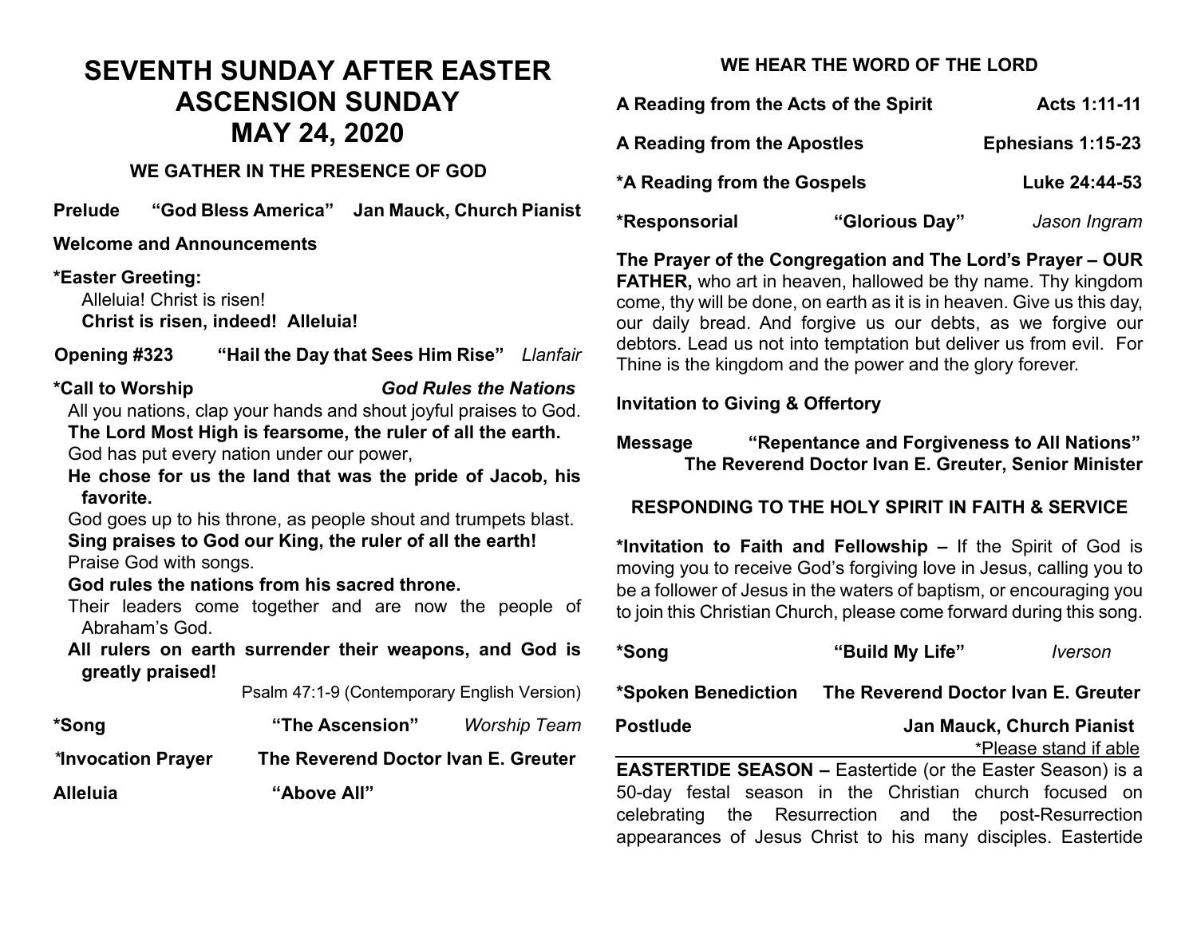# SEVENTH SUNDAY AFTER EASTER
# ASCENSION SUNDAY
# MAY 24, 2020

## WE GATHER IN THE PRESENCE OF GOD

**Prelude** **"God Bless America"** **Jan Mauck, Church Pianist**

**Welcome and Announcements**

**\*Easter Greeting:**

Alleluia! Christ is risen!
**Christ is risen, indeed! Alleluia!**

**Opening #323** **"Hail the Day that Sees Him Rise"** *Llanfair*

**\*Call to Worship** ***God Rules the Nations***

All you nations, clap your hands and shout joyful praises to God.
**The Lord Most High is fearsome, the ruler of all the earth.**
God has put every nation under our power,
**He chose for us the land that was the pride of Jacob, his favorite.**
God goes up to his throne, as people shout and trumpets blast.
**Sing praises to God our King, the ruler of all the earth!**
Praise God with songs.
**God rules the nations from his sacred throne.**
Their leaders come together and are now the people of Abraham's God.
**All rulers on earth surrender their weapons, and God is greatly praised!**

Psalm 47:1-9 (Contemporary English Version)

**\*Song** **"The Ascension"** *Worship Team*

**\*Invocation Prayer** **The Reverend Doctor Ivan E. Greuter**

**Alleluia** **"Above All"**

## WE HEAR THE WORD OF THE LORD

**A Reading from the Acts of the Spirit** **Acts 1:11-11**

**A Reading from the Apostles** **Ephesians 1:15-23**

**\*A Reading from the Gospels** **Luke 24:44-53**

**\*Responsorial** **"Glorious Day"** *Jason Ingram*

**The Prayer of the Congregation and The Lord's Prayer – OUR FATHER,** who art in heaven, hallowed be thy name. Thy kingdom come, thy will be done, on earth as it is in heaven. Give us this day, our daily bread. And forgive us our debts, as we forgive our debtors. Lead us not into temptation but deliver us from evil. For Thine is the kingdom and the power and the glory forever.

**Invitation to Giving & Offertory**

**Message** **"Repentance and Forgiveness to All Nations"**
**The Reverend Doctor Ivan E. Greuter, Senior Minister**

## RESPONDING TO THE HOLY SPIRIT IN FAITH & SERVICE

**\*Invitation to Faith and Fellowship –** If the Spirit of God is moving you to receive God's forgiving love in Jesus, calling you to be a follower of Jesus in the waters of baptism, or encouraging you to join this Christian Church, please come forward during this song.

**\*Song** **"Build My Life"** *Iverson*

**\*Spoken Benediction** **The Reverend Doctor Ivan E. Greuter**

**Postlude** **Jan Mauck, Church Pianist**

\*Please stand if able

**EASTERTIDE SEASON –** Eastertide (or the Easter Season) is a 50-day festal season in the Christian church focused on celebrating the Resurrection and the post-Resurrection appearances of Jesus Christ to his many disciples. Eastertide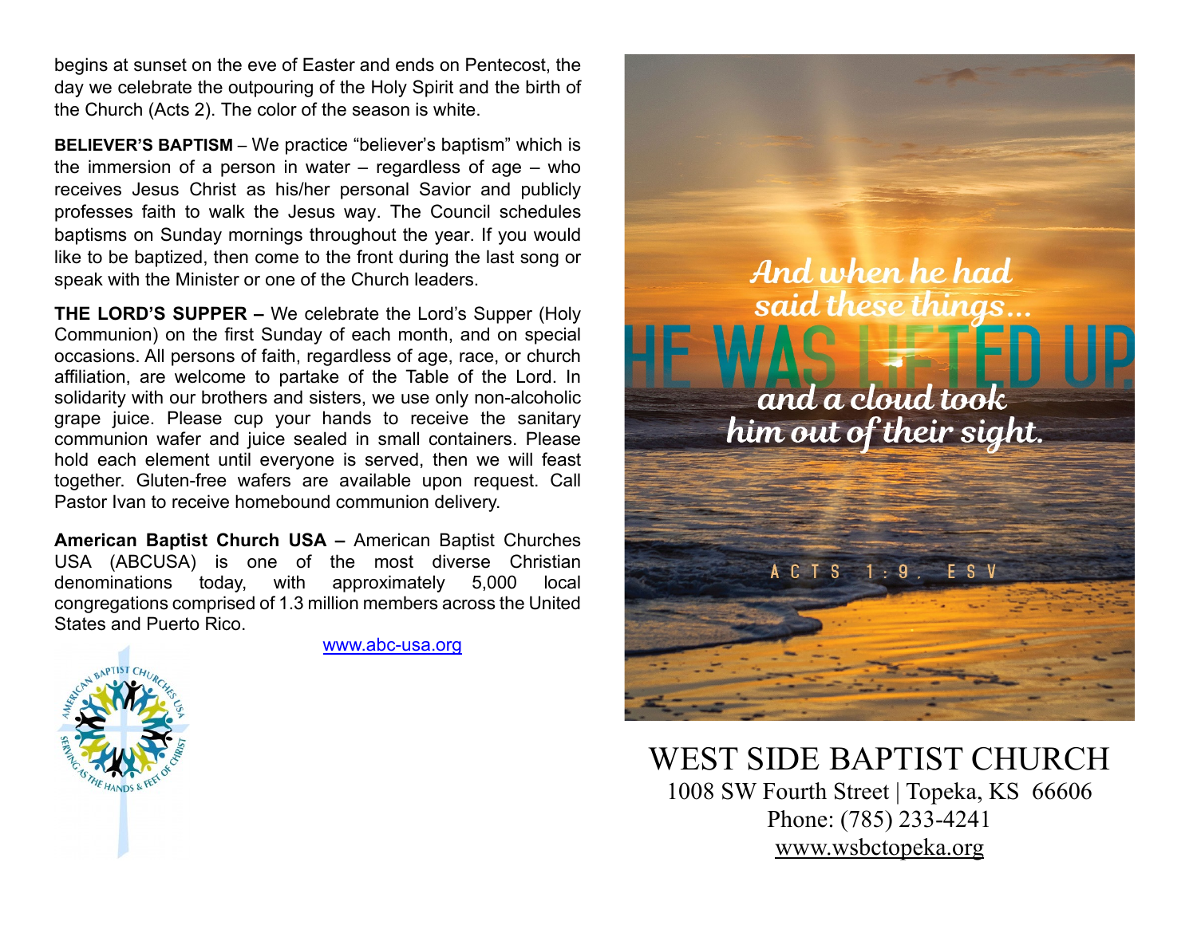begins at sunset on the eve of Easter and ends on Pentecost, the day we celebrate the outpouring of the Holy Spirit and the birth of the Church (Acts 2). The color of the season is white.

**BELIEVER'S BAPTISM** – We practice "believer's baptism" which is the immersion of a person in water – regardless of age – who receives Jesus Christ as his/her personal Savior and publicly professes faith to walk the Jesus way. The Council schedules baptisms on Sunday mornings throughout the year. If you would like to be baptized, then come to the front during the last song or speak with the Minister or one of the Church leaders.

**THE LORD'S SUPPER –** We celebrate the Lord's Supper (Holy Communion) on the first Sunday of each month, and on special occasions. All persons of faith, regardless of age, race, or church affiliation, are welcome to partake of the Table of the Lord. In solidarity with our brothers and sisters, we use only non-alcoholic grape juice. Please cup your hands to receive the sanitary communion wafer and juice sealed in small containers. Please hold each element until everyone is served, then we will feast together. Gluten-free wafers are available upon request. Call Pastor Ivan to receive homebound communion delivery.

**American Baptist Church USA –** American Baptist Churches USA (ABCUSA) is one of the most diverse Christian denominations today, with approximately 5,000 local congregations comprised of 1.3 million members across the United States and Puerto Rico.

www.abc-usa.org

AMERICAN BAPTIST CHURCHES USA
SERVING AS THE HANDS & FEET OF CHRIST

*And when he had said these things...*
HE WAS LIFTED UP
*and a cloud took him out of their sight.*

ACTS 1:9, ESV

# WEST SIDE BAPTIST CHURCH

1008 SW Fourth Street | Topeka, KS 66606
Phone: (785) 233-4241
www.wsbctopeka.org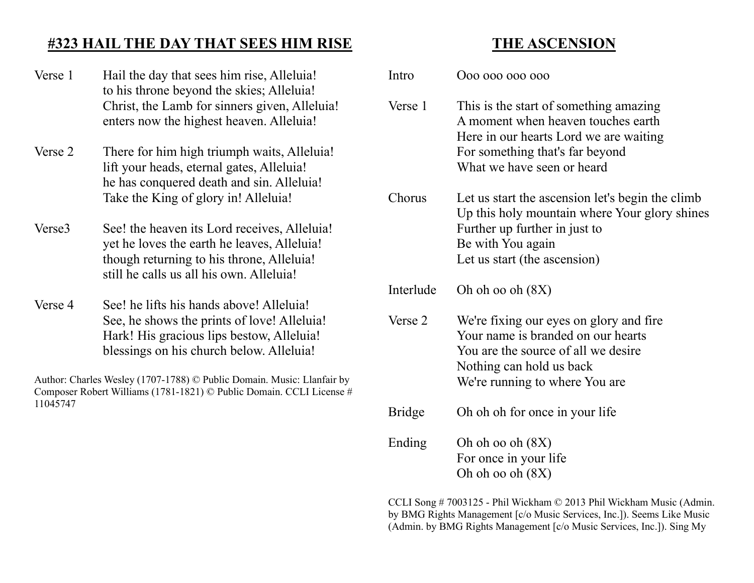## #323 HAIL THE DAY THAT SEES HIM RISE

Verse 1
Hail the day that sees him rise, Alleluia!
to his throne beyond the skies; Alleluia!
Christ, the Lamb for sinners given, Alleluia!
enters now the highest heaven. Alleluia!

Verse 2
There for him high triumph waits, Alleluia!
lift your heads, eternal gates, Alleluia!
he has conquered death and sin. Alleluia!
Take the King of glory in! Alleluia!

Verse3
See! the heaven its Lord receives, Alleluia!
yet he loves the earth he leaves, Alleluia!
though returning to his throne, Alleluia!
still he calls us all his own. Alleluia!

Verse 4
See! he lifts his hands above! Alleluia!
See, he shows the prints of love! Alleluia!
Hark! His gracious lips bestow, Alleluia!
blessings on his church below. Alleluia!

Author: Charles Wesley (1707-1788) © Public Domain. Music: Llanfair by Composer Robert Williams (1781-1821) © Public Domain. CCLI License # 11045747

## THE ASCENSION

Intro
Ooo ooo ooo ooo

Verse 1
This is the start of something amazing
A moment when heaven touches earth
Here in our hearts Lord we are waiting
For something that's far beyond
What we have seen or heard

Chorus
Let us start the ascension let's begin the climb
Up this holy mountain where Your glory shines
Further up further in just to
Be with You again
Let us start (the ascension)

Interlude
Oh oh oo oh (8X)

Verse 2
We're fixing our eyes on glory and fire
Your name is branded on our hearts
You are the source of all we desire
Nothing can hold us back
We're running to where You are

Bridge
Oh oh oh for once in your life

Ending
Oh oh oo oh (8X)
For once in your life
Oh oh oo oh (8X)

CCLI Song # 7003125 - Phil Wickham © 2013 Phil Wickham Music (Admin. by BMG Rights Management [c/o Music Services, Inc.]). Seems Like Music (Admin. by BMG Rights Management [c/o Music Services, Inc.]). Sing My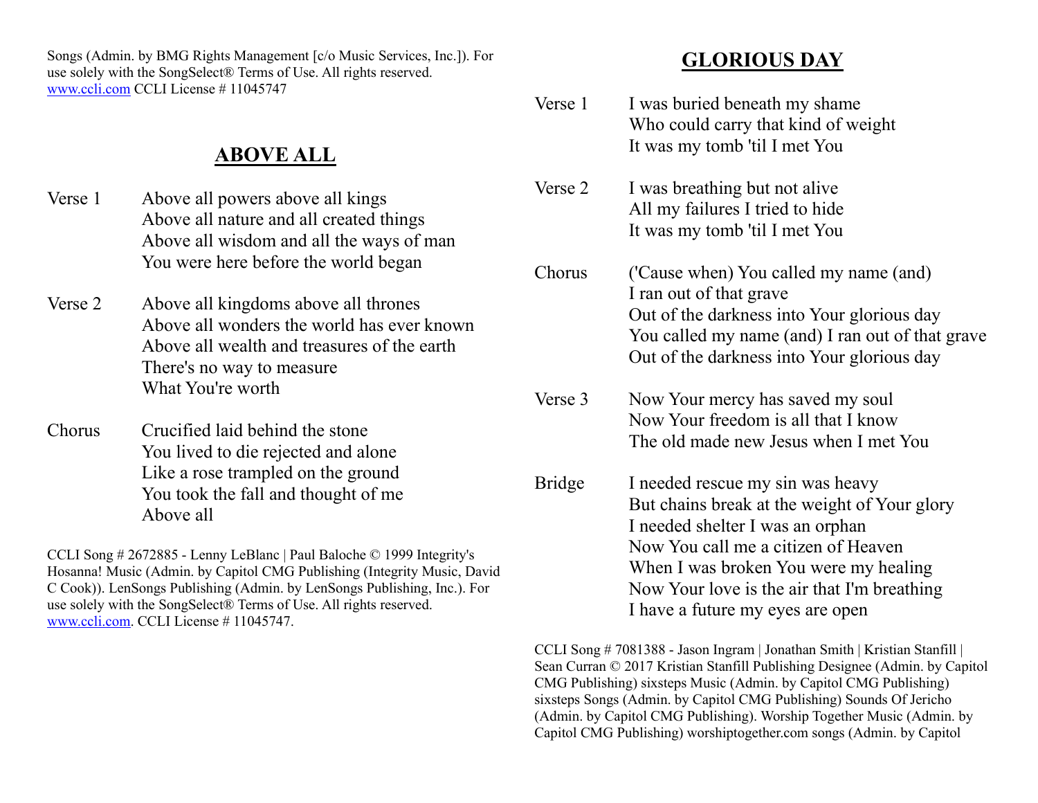Songs (Admin. by BMG Rights Management [c/o Music Services, Inc.]). For use solely with the SongSelect® Terms of Use. All rights reserved. www.ccli.com CCLI License # 11045747

## ABOVE ALL

Verse 1

Above all powers above all kings
Above all nature and all created things
Above all wisdom and all the ways of man
You were here before the world began

Verse 2

Above all kingdoms above all thrones
Above all wonders the world has ever known
Above all wealth and treasures of the earth
There's no way to measure
What You're worth

Chorus

Crucified laid behind the stone
You lived to die rejected and alone
Like a rose trampled on the ground
You took the fall and thought of me
Above all

CCLI Song # 2672885 - Lenny LeBlanc | Paul Baloche © 1999 Integrity's Hosanna! Music (Admin. by Capitol CMG Publishing (Integrity Music, David C Cook)). LenSongs Publishing (Admin. by LenSongs Publishing, Inc.). For use solely with the SongSelect® Terms of Use. All rights reserved. www.ccli.com. CCLI License # 11045747.

## GLORIOUS DAY

Verse 1

I was buried beneath my shame
Who could carry that kind of weight
It was my tomb 'til I met You

Verse 2

I was breathing but not alive
All my failures I tried to hide
It was my tomb 'til I met You

Chorus

('Cause when) You called my name (and)
I ran out of that grave
Out of the darkness into Your glorious day
You called my name (and) I ran out of that grave
Out of the darkness into Your glorious day

Verse 3

Now Your mercy has saved my soul
Now Your freedom is all that I know
The old made new Jesus when I met You

Bridge

I needed rescue my sin was heavy
But chains break at the weight of Your glory
I needed shelter I was an orphan
Now You call me a citizen of Heaven
When I was broken You were my healing
Now Your love is the air that I'm breathing
I have a future my eyes are open

CCLI Song # 7081388 - Jason Ingram | Jonathan Smith | Kristian Stanfill | Sean Curran © 2017 Kristian Stanfill Publishing Designee (Admin. by Capitol CMG Publishing) sixsteps Music (Admin. by Capitol CMG Publishing) sixsteps Songs (Admin. by Capitol CMG Publishing) Sounds Of Jericho (Admin. by Capitol CMG Publishing). Worship Together Music (Admin. by Capitol CMG Publishing) worshiptogether.com songs (Admin. by Capitol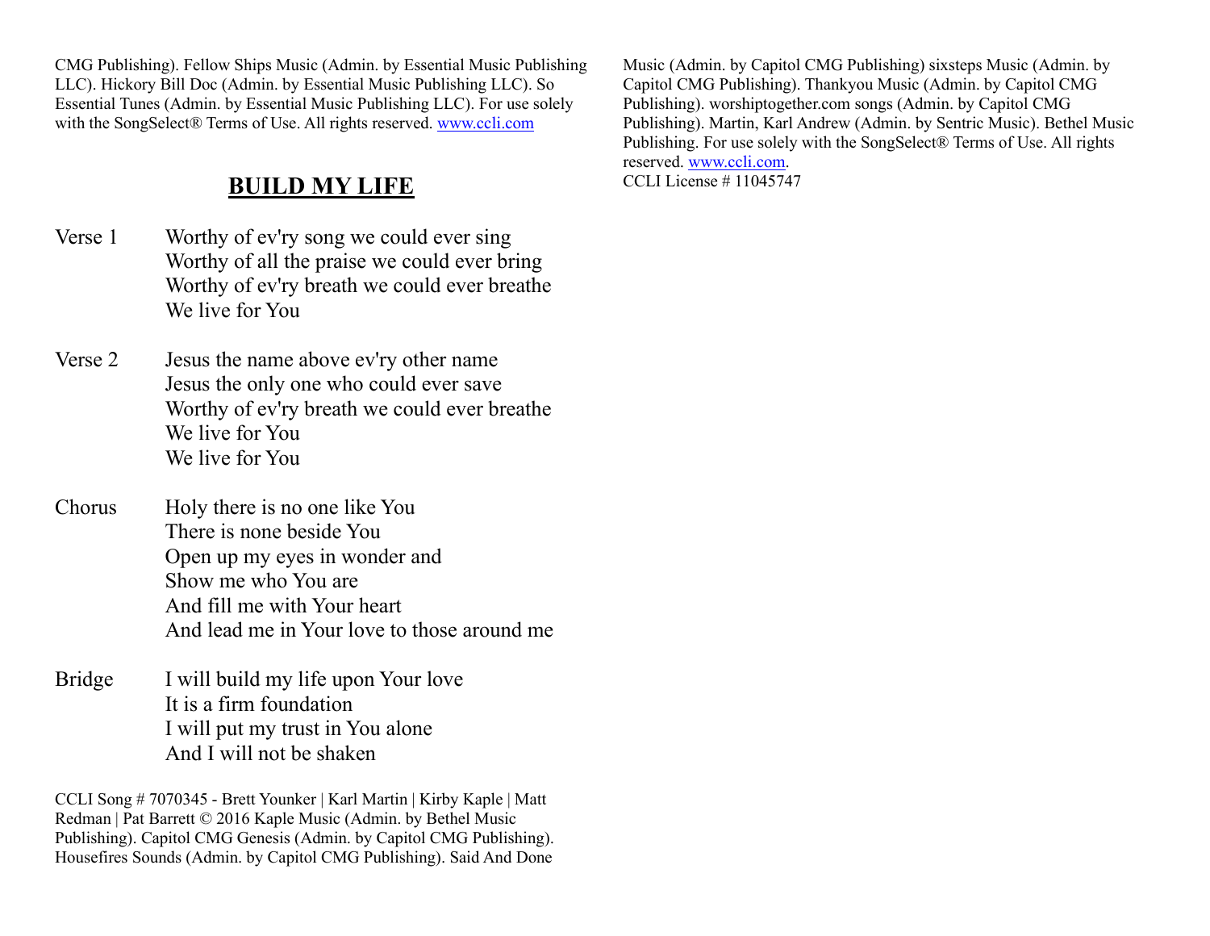CMG Publishing). Fellow Ships Music (Admin. by Essential Music Publishing LLC). Hickory Bill Doc (Admin. by Essential Music Publishing LLC). So Essential Tunes (Admin. by Essential Music Publishing LLC). For use solely with the SongSelect® Terms of Use. All rights reserved. www.ccli.com

## BUILD MY LIFE

Verse 1

Worthy of ev'ry song we could ever sing
Worthy of all the praise we could ever bring
Worthy of ev'ry breath we could ever breathe
We live for You

Verse 2

Jesus the name above ev'ry other name
Jesus the only one who could ever save
Worthy of ev'ry breath we could ever breathe
We live for You
We live for You

Chorus

Holy there is no one like You
There is none beside You
Open up my eyes in wonder and
Show me who You are
And fill me with Your heart
And lead me in Your love to those around me

Bridge

I will build my life upon Your love
It is a firm foundation
I will put my trust in You alone
And I will not be shaken

CCLI Song # 7070345 - Brett Younker | Karl Martin | Kirby Kaple | Matt Redman | Pat Barrett © 2016 Kaple Music (Admin. by Bethel Music Publishing). Capitol CMG Genesis (Admin. by Capitol CMG Publishing). Housefires Sounds (Admin. by Capitol CMG Publishing). Said And Done Music (Admin. by Capitol CMG Publishing) sixsteps Music (Admin. by Capitol CMG Publishing). Thankyou Music (Admin. by Capitol CMG Publishing). worshiptogether.com songs (Admin. by Capitol CMG Publishing). Martin, Karl Andrew (Admin. by Sentric Music). Bethel Music Publishing. For use solely with the SongSelect® Terms of Use. All rights reserved. www.ccli.com.
CCLI License # 11045747